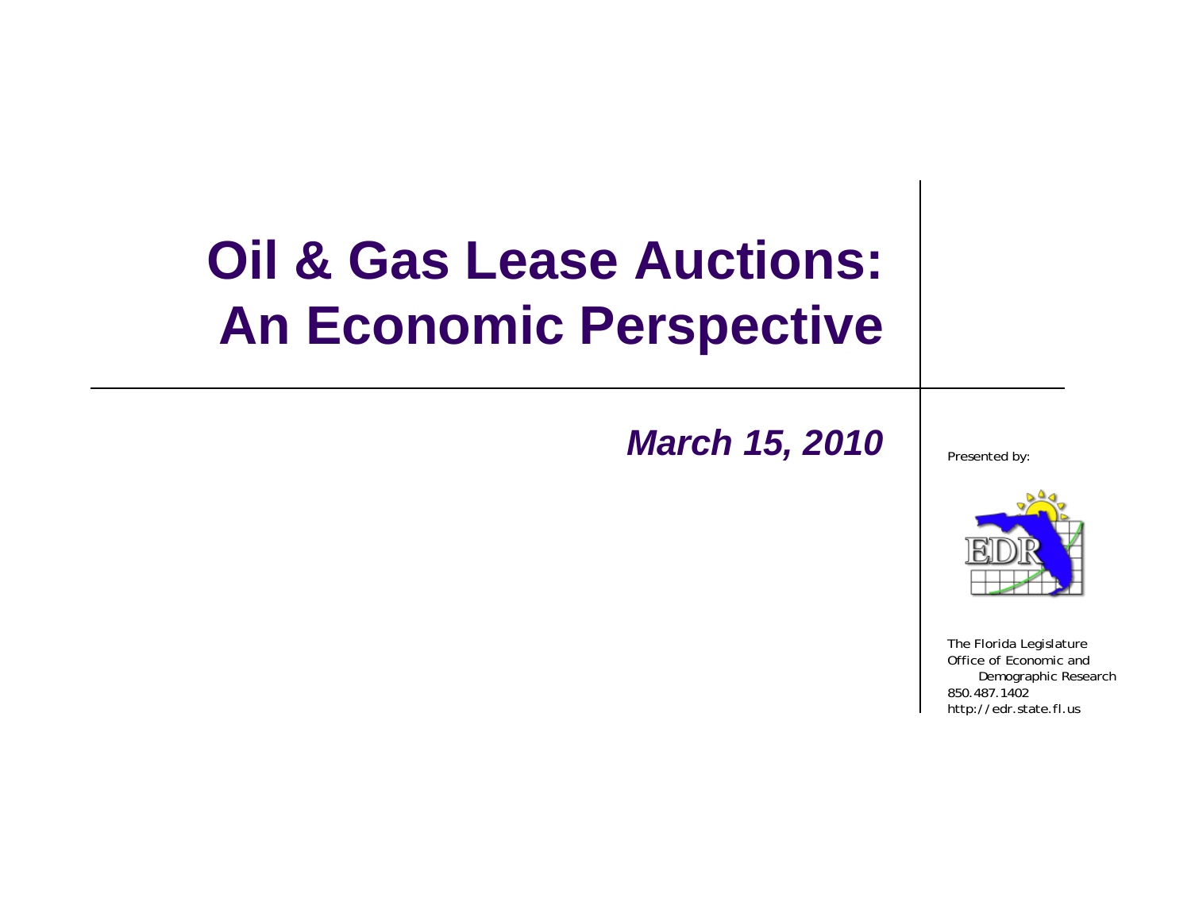# Oil & Gas Lease Auctions: An Economic Perspective

***March 15, 2010***

Presented by:

The Florida Legislature
Office of Economic and
Demographic Research
850.487.1402
http://edr.state.fl.us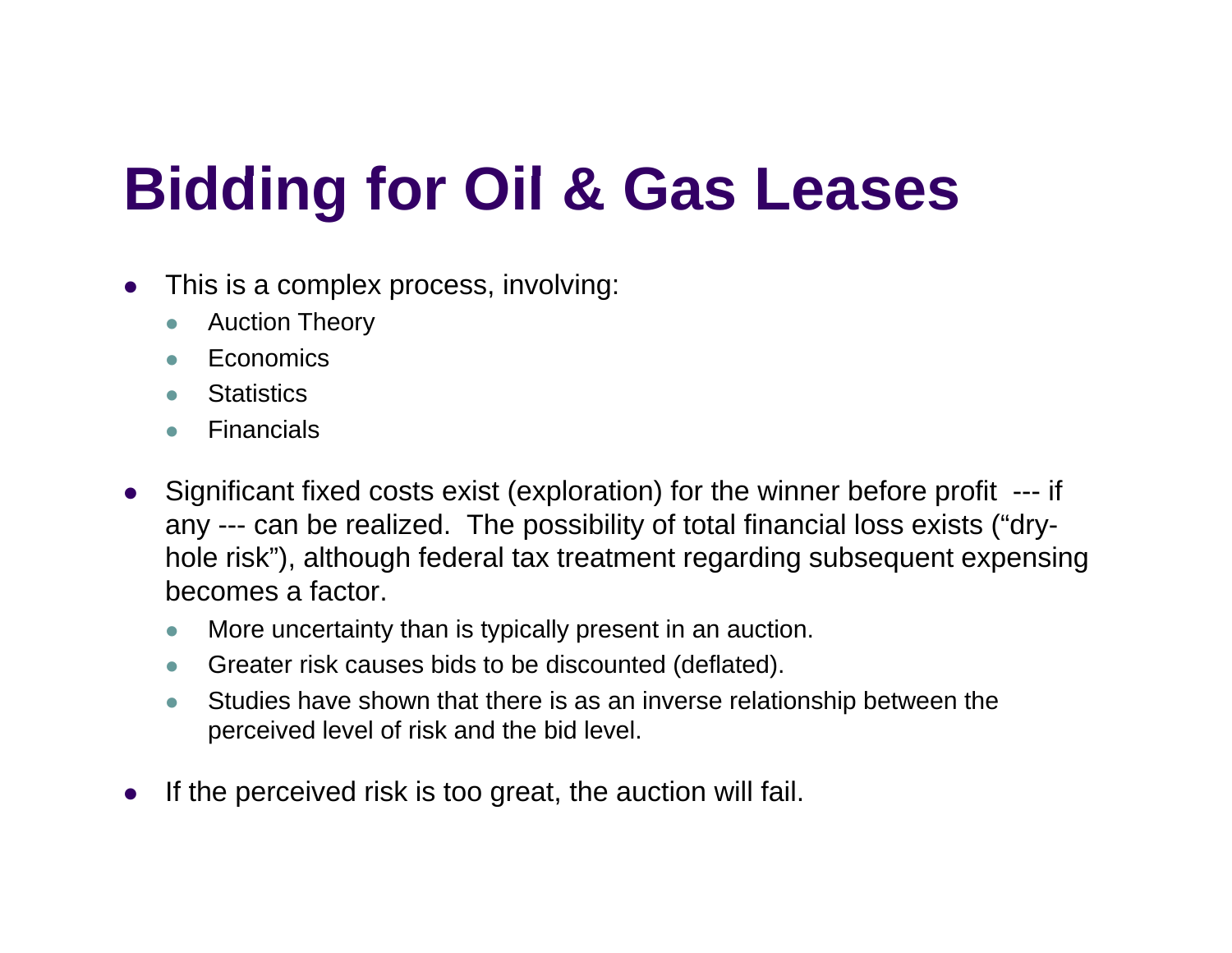# Bidding for Oil & Gas Leases

- This is a complex process, involving:
  - Auction Theory
  - Economics
  - Statistics
  - Financials
- Significant fixed costs exist (exploration) for the winner before profit --- if any --- can be realized. The possibility of total financial loss exists ("dry-hole risk"), although federal tax treatment regarding subsequent expensing becomes a factor.
  - More uncertainty than is typically present in an auction.
  - Greater risk causes bids to be discounted (deflated).
  - Studies have shown that there is as an inverse relationship between the perceived level of risk and the bid level.
- If the perceived risk is too great, the auction will fail.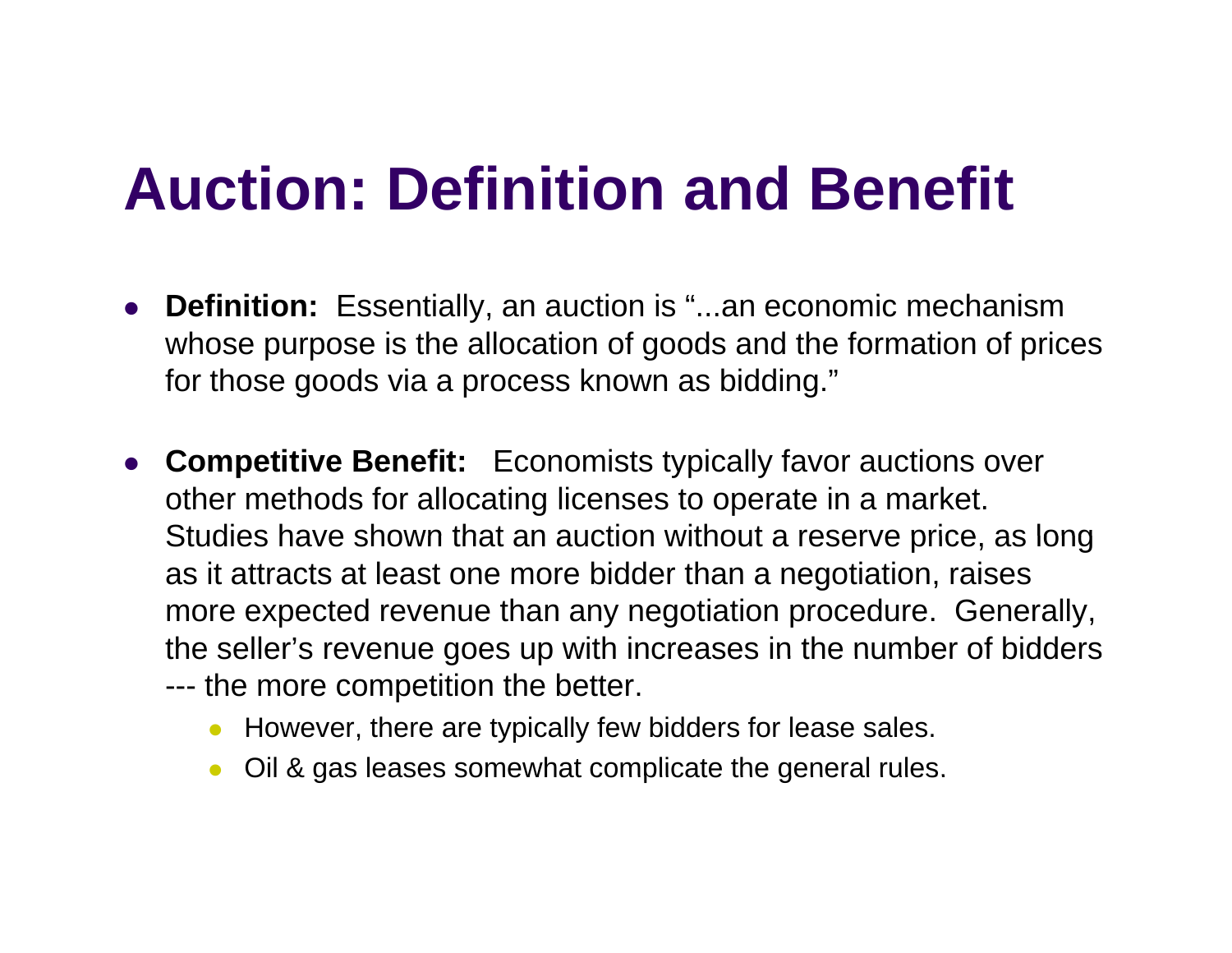# Auction: Definition and Benefit

- **Definition:** Essentially, an auction is "...an economic mechanism whose purpose is the allocation of goods and the formation of prices for those goods via a process known as bidding."

- **Competitive Benefit:** Economists typically favor auctions over other methods for allocating licenses to operate in a market. Studies have shown that an auction without a reserve price, as long as it attracts at least one more bidder than a negotiation, raises more expected revenue than any negotiation procedure. Generally, the seller's revenue goes up with increases in the number of bidders --- the more competition the better.
  - However, there are typically few bidders for lease sales.
  - Oil & gas leases somewhat complicate the general rules.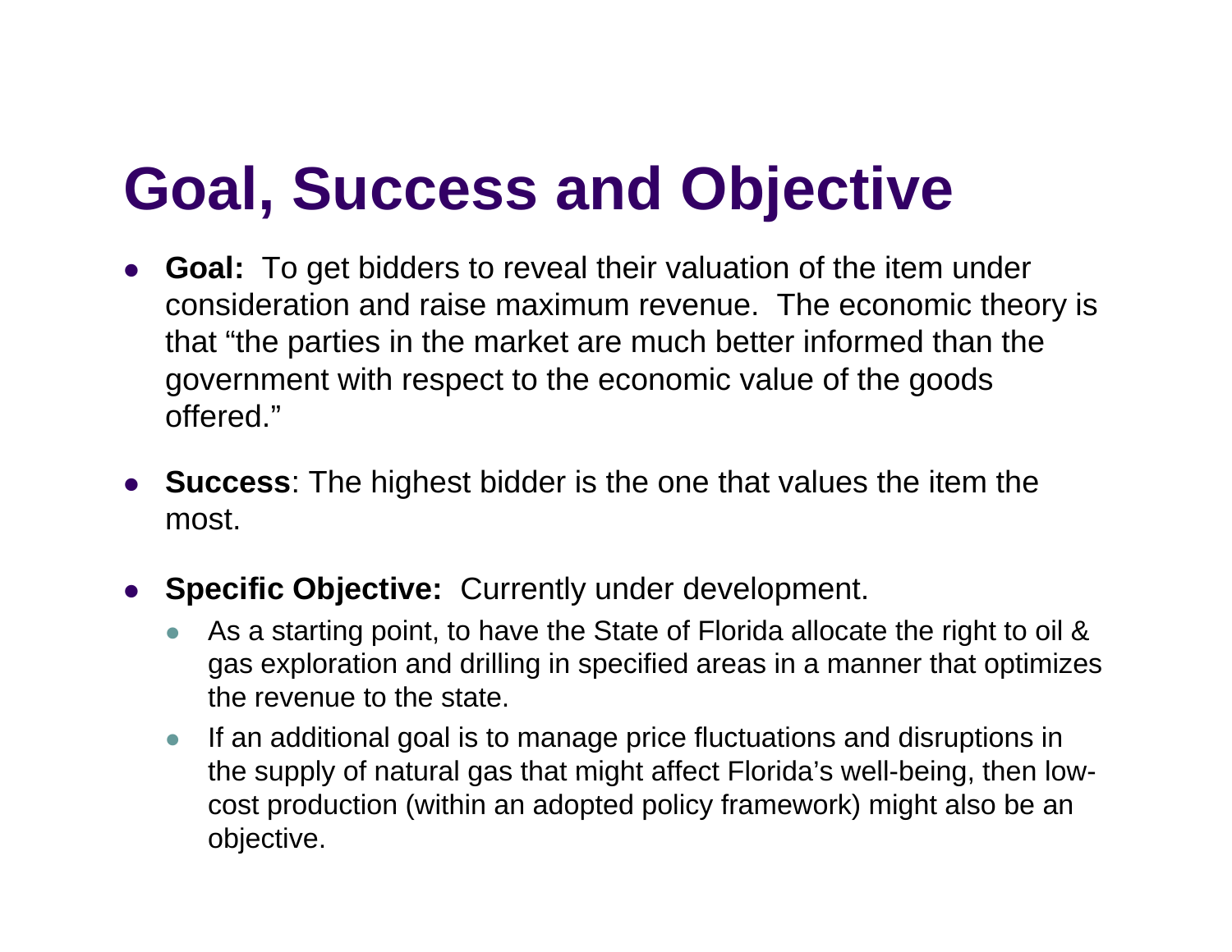# Goal, Success and Objective

- **Goal:** To get bidders to reveal their valuation of the item under consideration and raise maximum revenue. The economic theory is that "the parties in the market are much better informed than the government with respect to the economic value of the goods offered."

- **Success**: The highest bidder is the one that values the item the most.

- **Specific Objective:** Currently under development.
  - As a starting point, to have the State of Florida allocate the right to oil & gas exploration and drilling in specified areas in a manner that optimizes the revenue to the state.
  - If an additional goal is to manage price fluctuations and disruptions in the supply of natural gas that might affect Florida's well-being, then low-cost production (within an adopted policy framework) might also be an objective.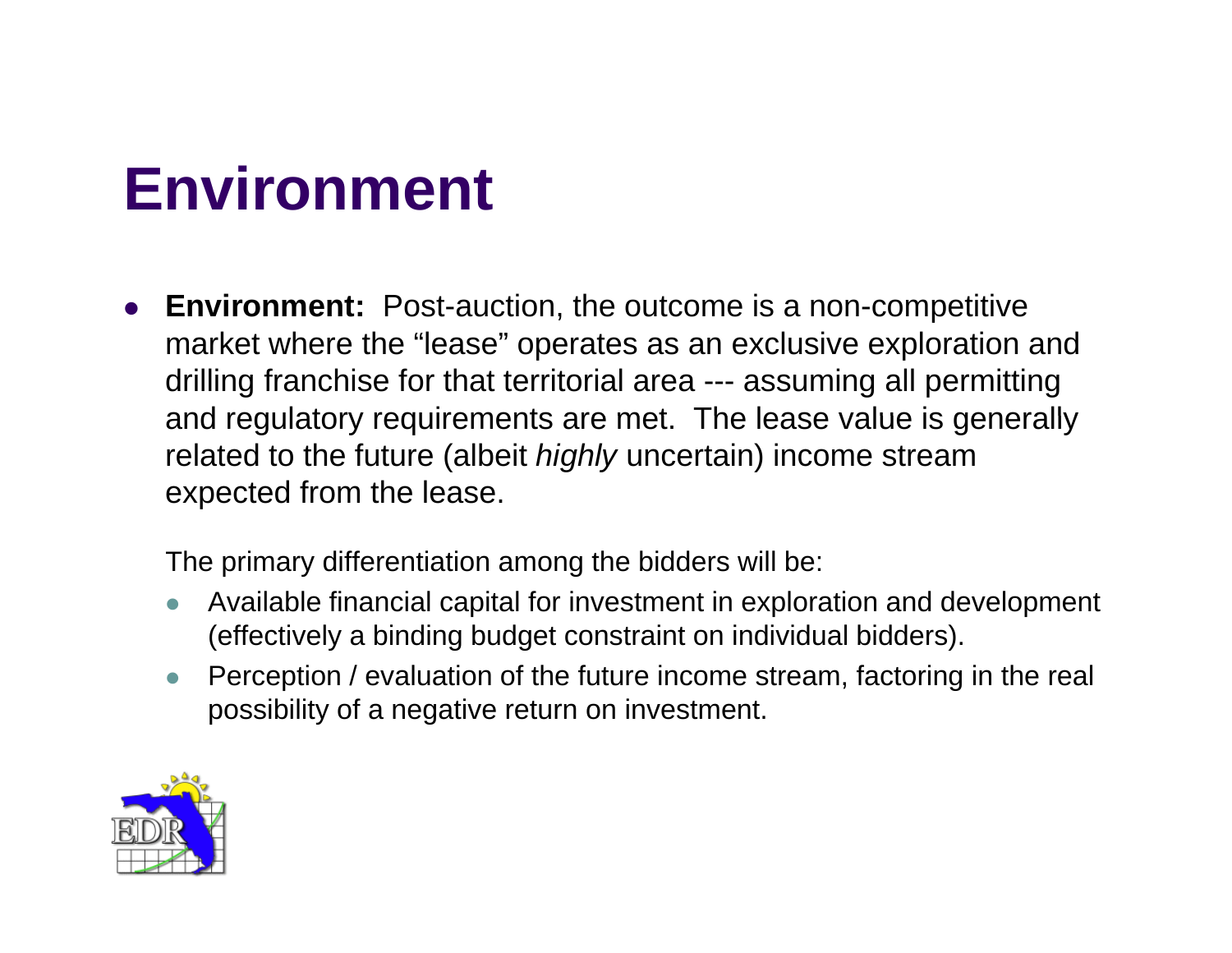# Environment

- **Environment:** Post-auction, the outcome is a non-competitive market where the "lease" operates as an exclusive exploration and drilling franchise for that territorial area --- assuming all permitting and regulatory requirements are met. The lease value is generally related to the future (albeit *highly* uncertain) income stream expected from the lease.

  The primary differentiation among the bidders will be:

  - Available financial capital for investment in exploration and development (effectively a binding budget constraint on individual bidders).
  - Perception / evaluation of the future income stream, factoring in the real possibility of a negative return on investment.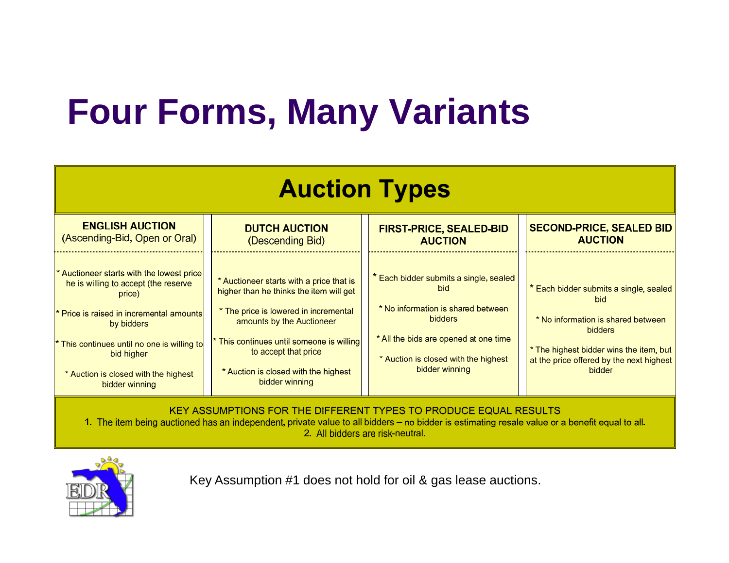# Four Forms, Many Variants

## Auction Types

| ENGLISH AUCTION (Ascending-Bid, Open or Oral) | DUTCH AUCTION (Descending Bid) | FIRST-PRICE, SEALED-BID AUCTION | SECOND-PRICE, SEALED BID AUCTION |
|---|---|---|---|
| * Auctioneer starts with the lowest price he is willing to accept (the reserve price)<br><br>* Price is raised in incremental amounts by bidders<br><br>* This continues until no one is willing to bid higher<br><br>* Auction is closed with the highest bidder winning | * Auctioneer starts with a price that is higher than he thinks the item will get<br><br>* The price is lowered in incremental amounts by the Auctioneer<br><br>* This continues until someone is willing to accept that price<br><br>* Auction is closed with the highest bidder winning | * Each bidder submits a single, sealed bid<br><br>* No information is shared between bidders<br><br>* All the bids are opened at one time<br><br>* Auction is closed with the highest bidder winning | * Each bidder submits a single, sealed bid<br><br>* No information is shared between bidders<br><br>* The highest bidder wins the item, but at the price offered by the next highest bidder |

KEY ASSUMPTIONS FOR THE DIFFERENT TYPES TO PRODUCE EQUAL RESULTS

1. The item being auctioned has an independent, private value to all bidders – no bidder is estimating resale value or a benefit equal to all.
2. All bidders are risk-neutral.

Key Assumption #1 does not hold for oil & gas lease auctions.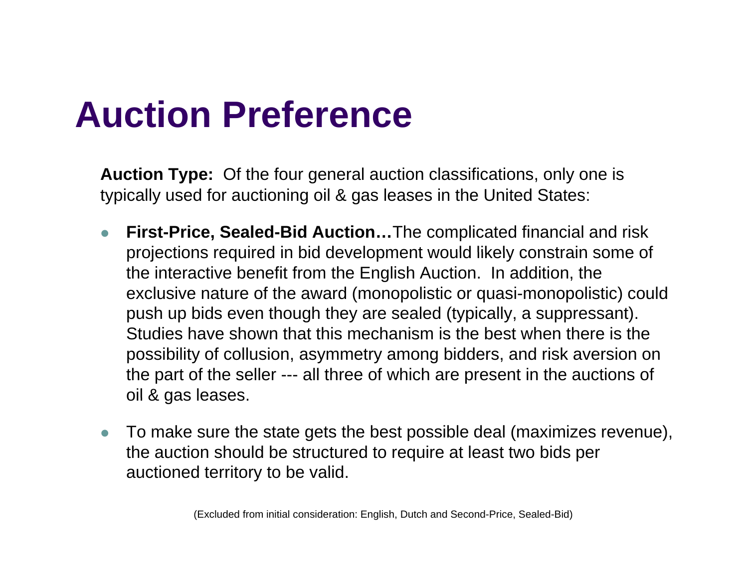# Auction Preference

**Auction Type:** Of the four general auction classifications, only one is typically used for auctioning oil & gas leases in the United States:

- **First-Price, Sealed-Bid Auction…**The complicated financial and risk projections required in bid development would likely constrain some of the interactive benefit from the English Auction. In addition, the exclusive nature of the award (monopolistic or quasi-monopolistic) could push up bids even though they are sealed (typically, a suppressant). Studies have shown that this mechanism is the best when there is the possibility of collusion, asymmetry among bidders, and risk aversion on the part of the seller --- all three of which are present in the auctions of oil & gas leases.

- To make sure the state gets the best possible deal (maximizes revenue), the auction should be structured to require at least two bids per auctioned territory to be valid.

(Excluded from initial consideration: English, Dutch and Second-Price, Sealed-Bid)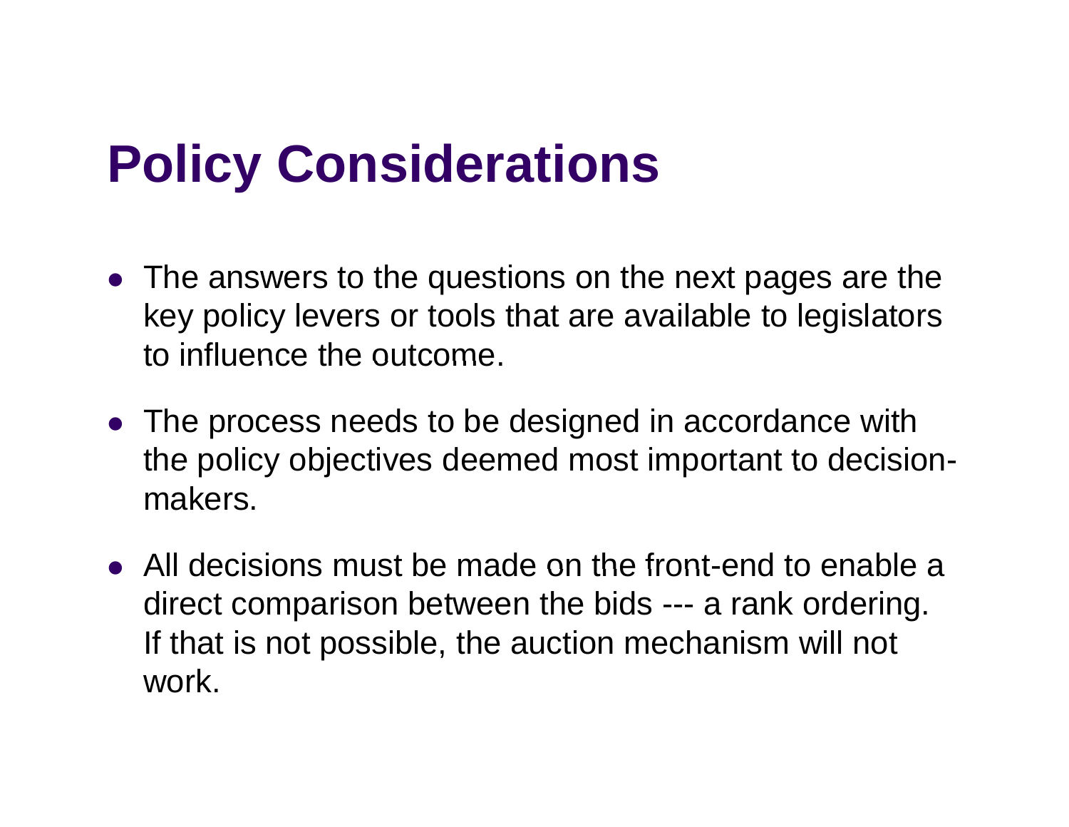# Policy Considerations

- The answers to the questions on the next pages are the key policy levers or tools that are available to legislators to influence the outcome.
- The process needs to be designed in accordance with the policy objectives deemed most important to decision-makers.
- All decisions must be made on the front-end to enable a direct comparison between the bids --- a rank ordering. If that is not possible, the auction mechanism will not work.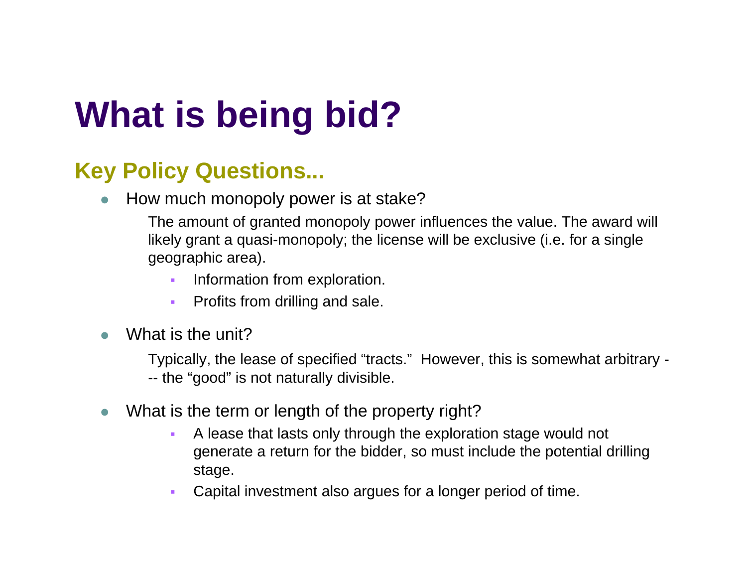# What is being bid?

## Key Policy Questions...

- How much monopoly power is at stake?

  The amount of granted monopoly power influences the value. The award will likely grant a quasi-monopoly; the license will be exclusive (i.e. for a single geographic area).

  - Information from exploration.
  - Profits from drilling and sale.

- What is the unit?

  Typically, the lease of specified “tracts.” However, this is somewhat arbitrary --- the “good” is not naturally divisible.

- What is the term or length of the property right?
  - A lease that lasts only through the exploration stage would not generate a return for the bidder, so must include the potential drilling stage.
  - Capital investment also argues for a longer period of time.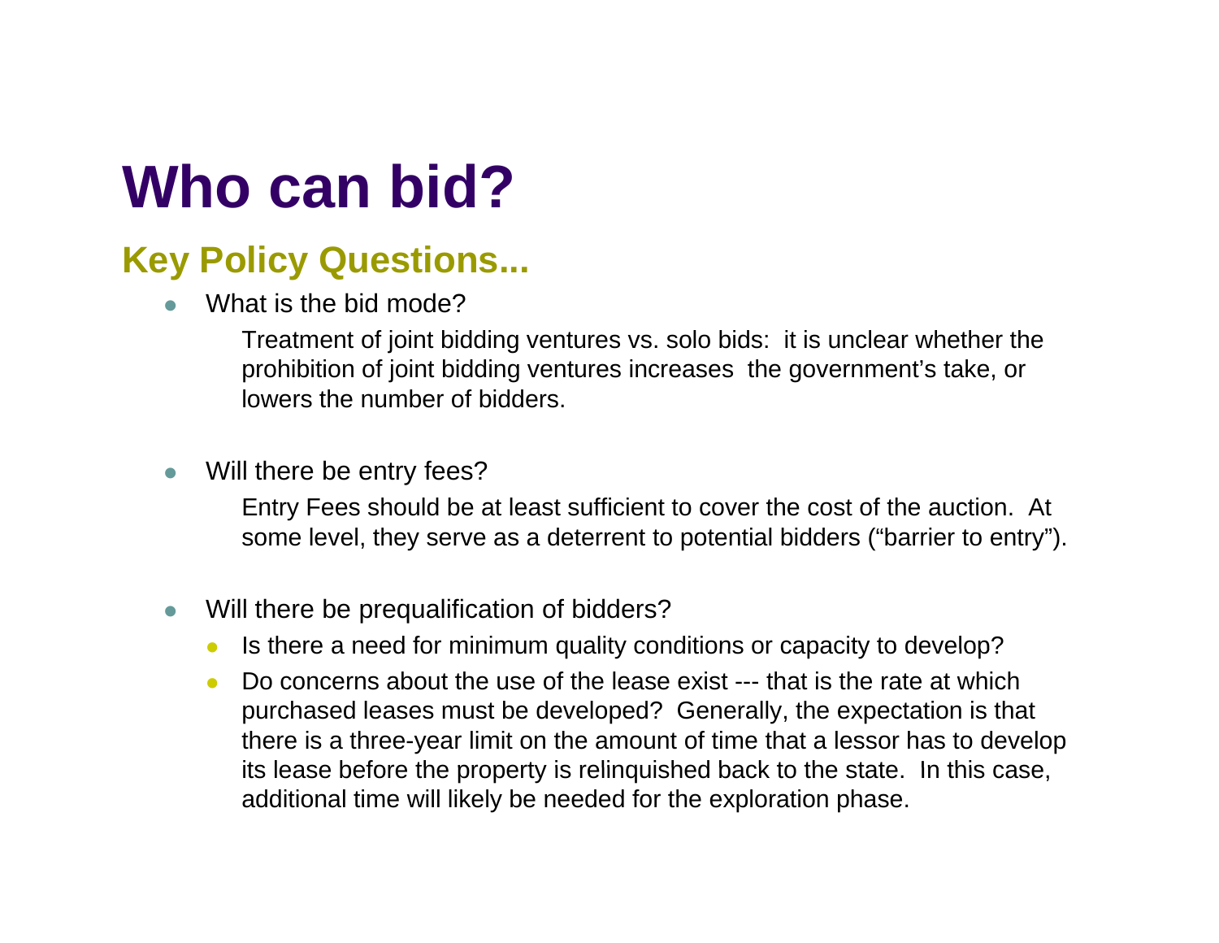# Who can bid?

## Key Policy Questions...

- What is the bid mode?

  Treatment of joint bidding ventures vs. solo bids: it is unclear whether the prohibition of joint bidding ventures increases the government's take, or lowers the number of bidders.

- Will there be entry fees?

  Entry Fees should be at least sufficient to cover the cost of the auction. At some level, they serve as a deterrent to potential bidders ("barrier to entry").

- Will there be prequalification of bidders?
  - Is there a need for minimum quality conditions or capacity to develop?
  - Do concerns about the use of the lease exist --- that is the rate at which purchased leases must be developed? Generally, the expectation is that there is a three-year limit on the amount of time that a lessor has to develop its lease before the property is relinquished back to the state. In this case, additional time will likely be needed for the exploration phase.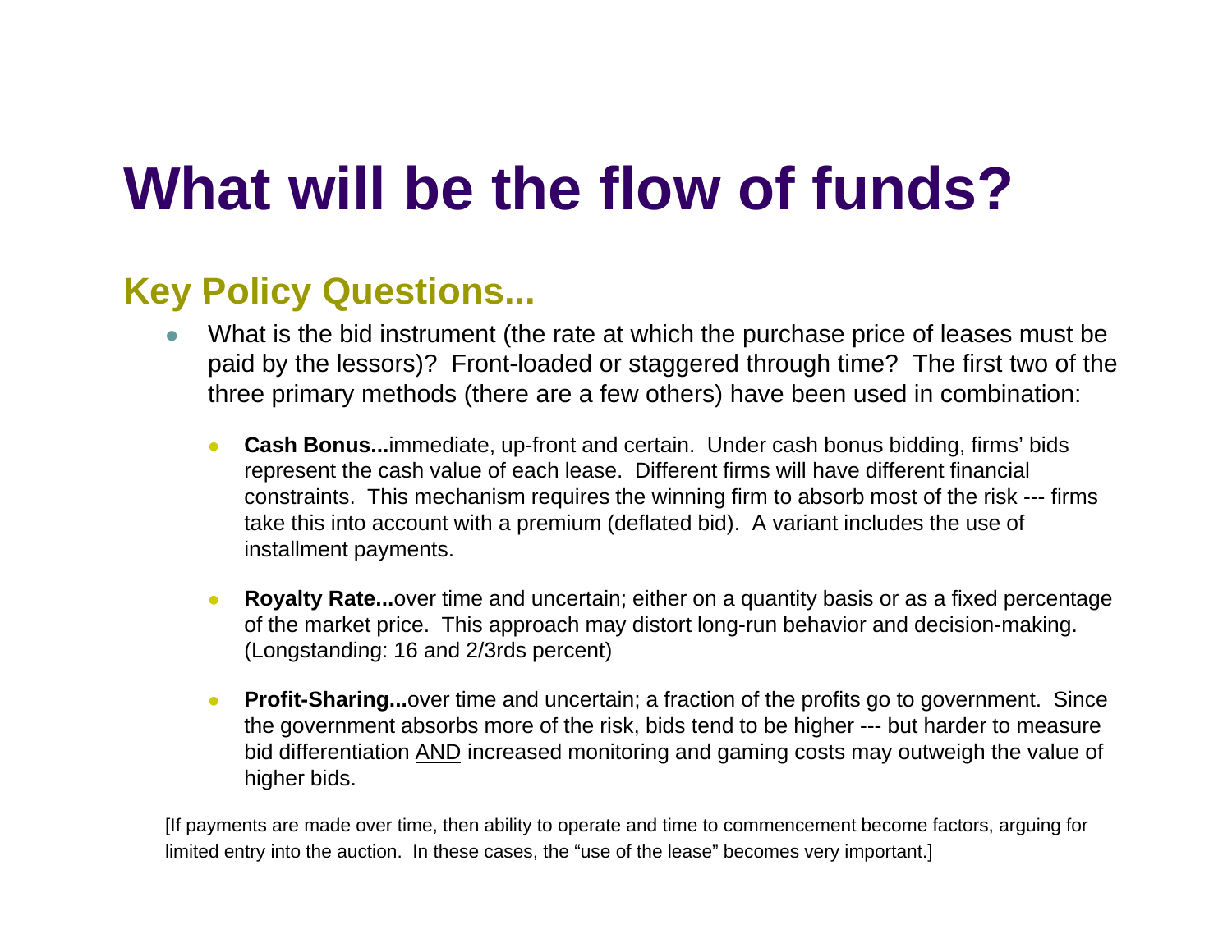# What will be the flow of funds?

## Key Policy Questions...

- What is the bid instrument (the rate at which the purchase price of leases must be paid by the lessors)? Front-loaded or staggered through time? The first two of the three primary methods (there are a few others) have been used in combination:
  - **Cash Bonus...**immediate, up-front and certain. Under cash bonus bidding, firms' bids represent the cash value of each lease. Different firms will have different financial constraints. This mechanism requires the winning firm to absorb most of the risk --- firms take this into account with a premium (deflated bid). A variant includes the use of installment payments.
  - **Royalty Rate...**over time and uncertain; either on a quantity basis or as a fixed percentage of the market price. This approach may distort long-run behavior and decision-making. (Longstanding: 16 and 2/3rds percent)
  - **Profit-Sharing...**over time and uncertain; a fraction of the profits go to government. Since the government absorbs more of the risk, bids tend to be higher --- but harder to measure bid differentiation <u>AND</u> increased monitoring and gaming costs may outweigh the value of higher bids.

[If payments are made over time, then ability to operate and time to commencement become factors, arguing for limited entry into the auction. In these cases, the "use of the lease" becomes very important.]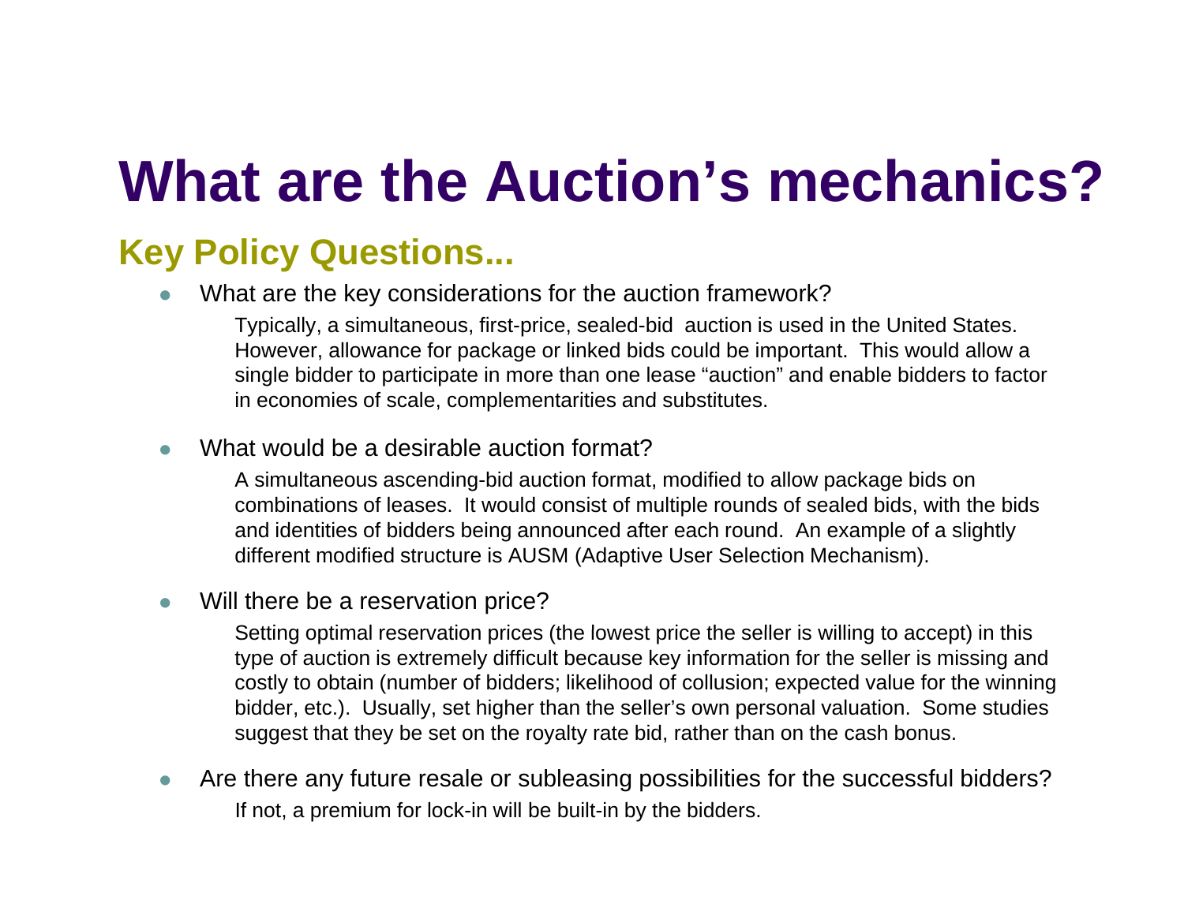# What are the Auction's mechanics?

## Key Policy Questions...

- What are the key considerations for the auction framework?

  Typically, a simultaneous, first-price, sealed-bid auction is used in the United States. However, allowance for package or linked bids could be important. This would allow a single bidder to participate in more than one lease "auction" and enable bidders to factor in economies of scale, complementarities and substitutes.

- What would be a desirable auction format?

  A simultaneous ascending-bid auction format, modified to allow package bids on combinations of leases. It would consist of multiple rounds of sealed bids, with the bids and identities of bidders being announced after each round. An example of a slightly different modified structure is AUSM (Adaptive User Selection Mechanism).

- Will there be a reservation price?

  Setting optimal reservation prices (the lowest price the seller is willing to accept) in this type of auction is extremely difficult because key information for the seller is missing and costly to obtain (number of bidders; likelihood of collusion; expected value for the winning bidder, etc.). Usually, set higher than the seller's own personal valuation. Some studies suggest that they be set on the royalty rate bid, rather than on the cash bonus.

- Are there any future resale or subleasing possibilities for the successful bidders?

  If not, a premium for lock-in will be built-in by the bidders.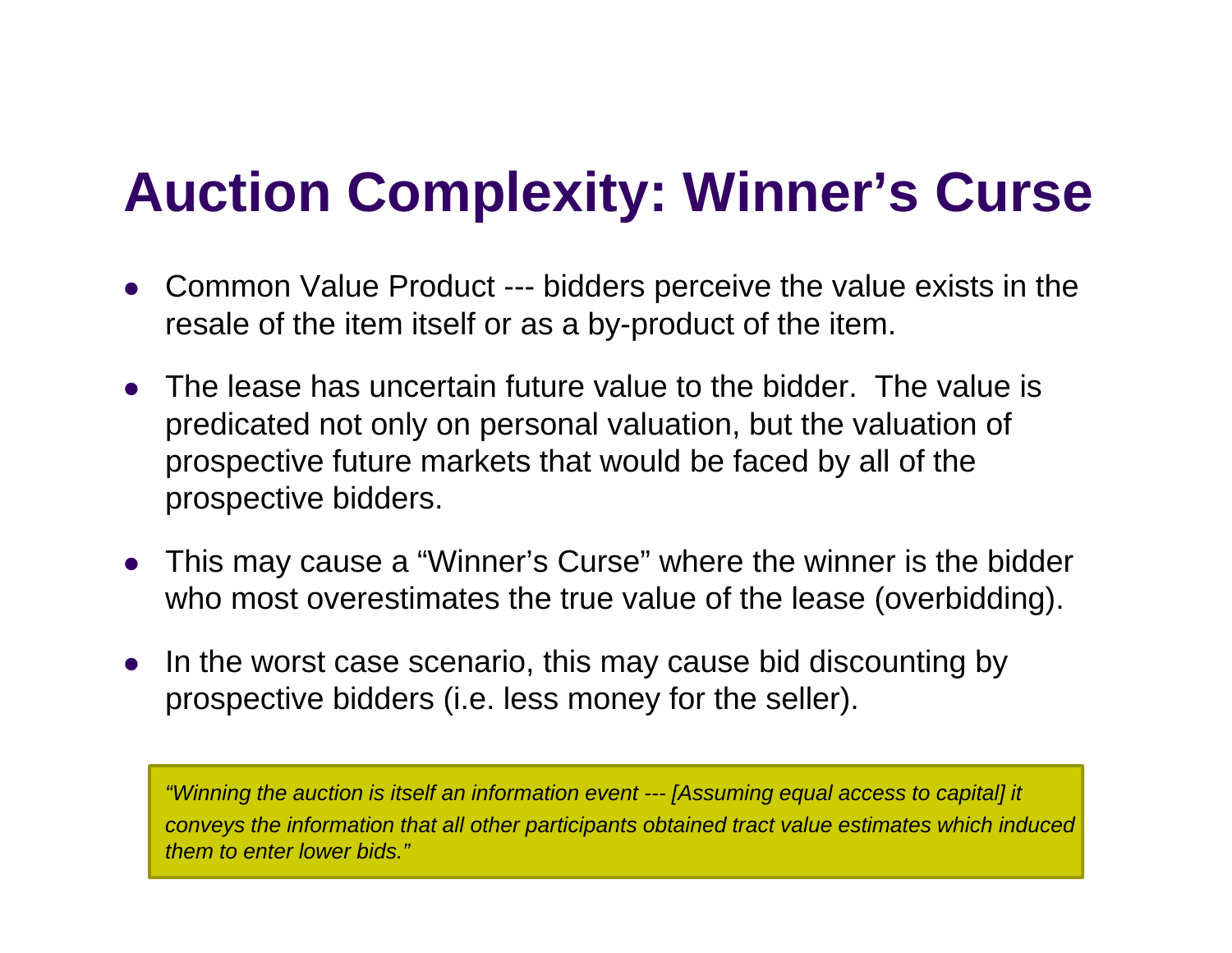# Auction Complexity: Winner's Curse

- Common Value Product --- bidders perceive the value exists in the resale of the item itself or as a by-product of the item.
- The lease has uncertain future value to the bidder. The value is predicated not only on personal valuation, but the valuation of prospective future markets that would be faced by all of the prospective bidders.
- This may cause a "Winner's Curse" where the winner is the bidder who most overestimates the true value of the lease (overbidding).
- In the worst case scenario, this may cause bid discounting by prospective bidders (i.e. less money for the seller).

> *"Winning the auction is itself an information event --- [Assuming equal access to capital] it conveys the information that all other participants obtained tract value estimates which induced them to enter lower bids."*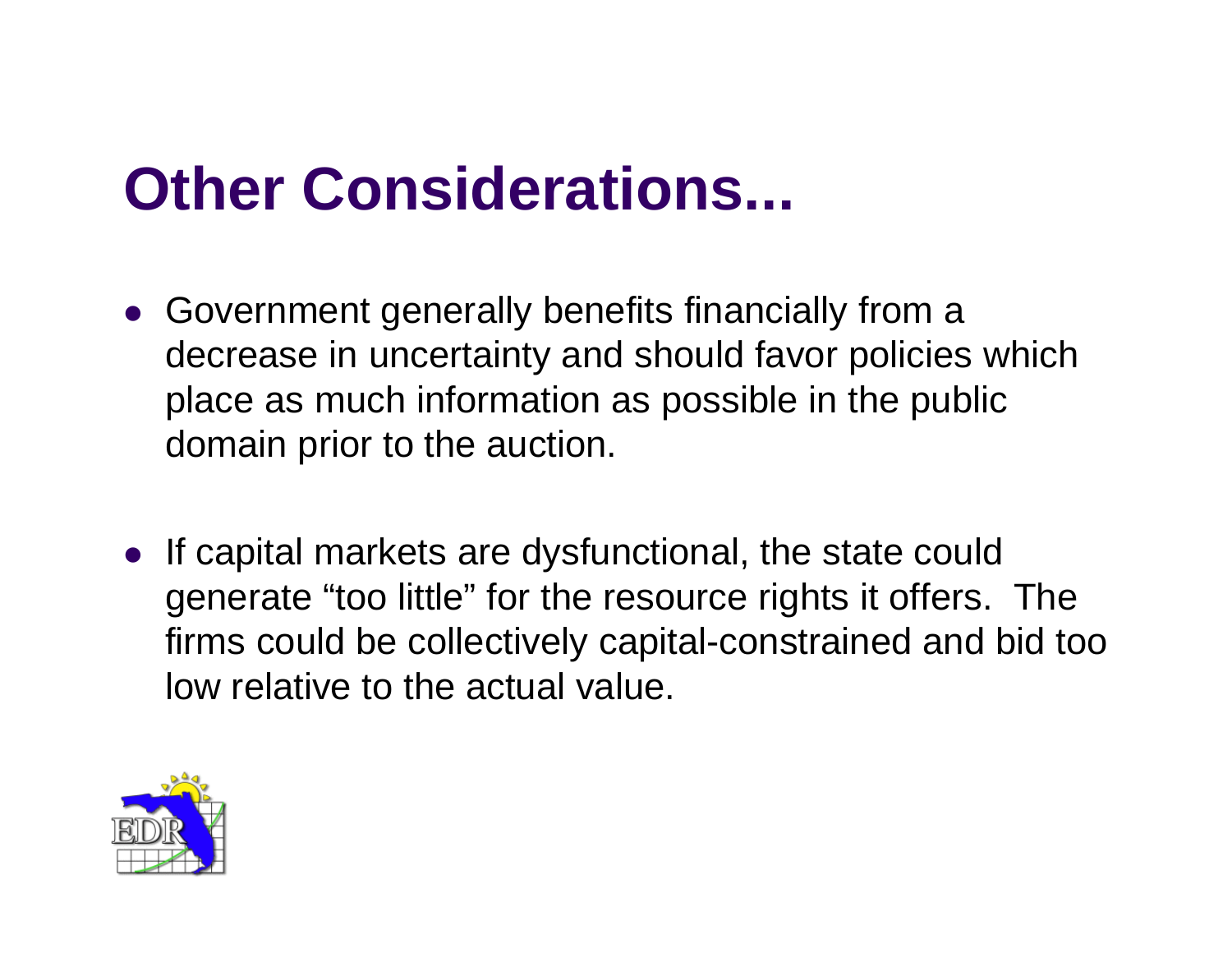# Other Considerations...

- Government generally benefits financially from a decrease in uncertainty and should favor policies which place as much information as possible in the public domain prior to the auction.

- If capital markets are dysfunctional, the state could generate “too little” for the resource rights it offers. The firms could be collectively capital-constrained and bid too low relative to the actual value.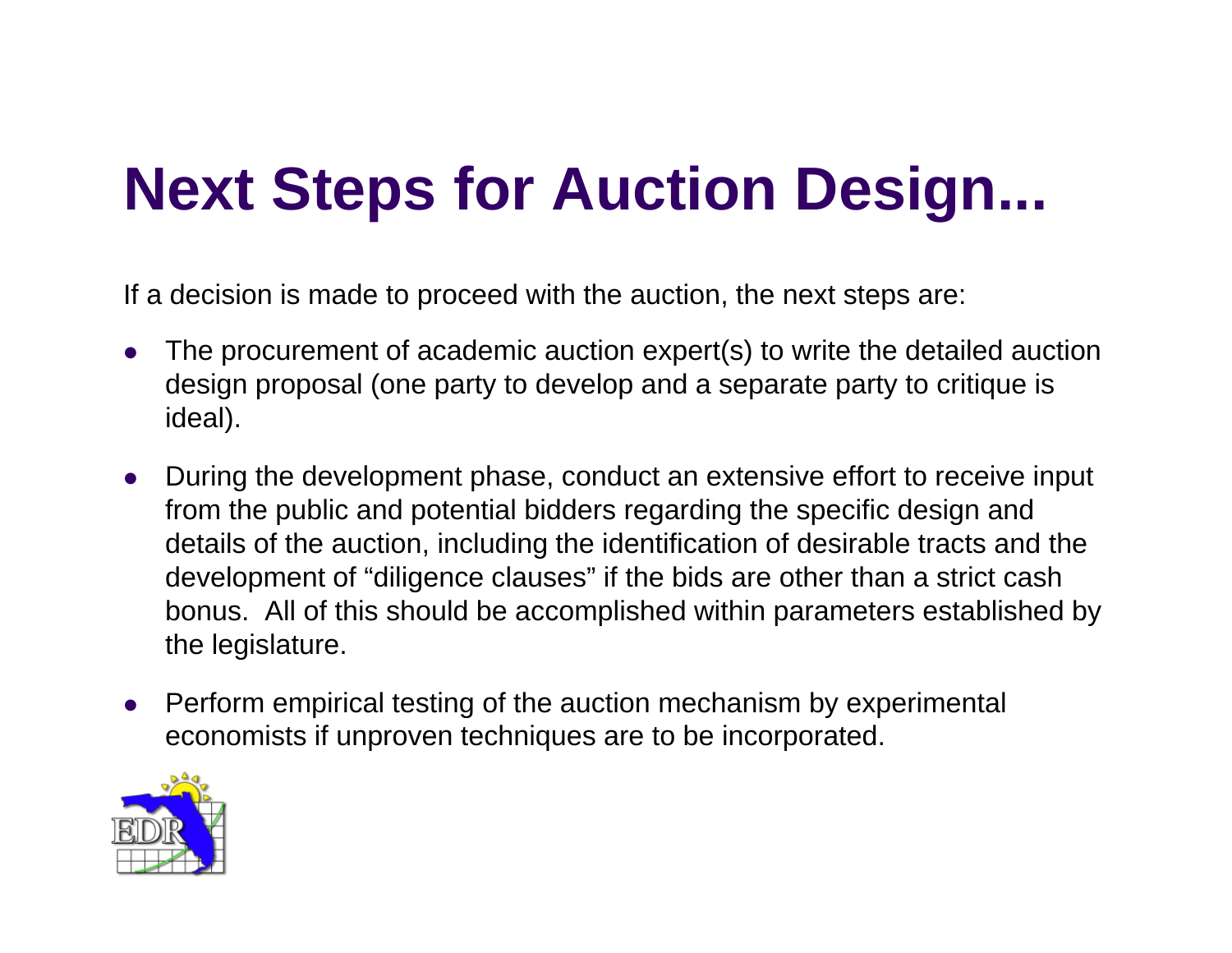# Next Steps for Auction Design...

If a decision is made to proceed with the auction, the next steps are:

- The procurement of academic auction expert(s) to write the detailed auction design proposal (one party to develop and a separate party to critique is ideal).
- During the development phase, conduct an extensive effort to receive input from the public and potential bidders regarding the specific design and details of the auction, including the identification of desirable tracts and the development of "diligence clauses" if the bids are other than a strict cash bonus. All of this should be accomplished within parameters established by the legislature.
- Perform empirical testing of the auction mechanism by experimental economists if unproven techniques are to be incorporated.